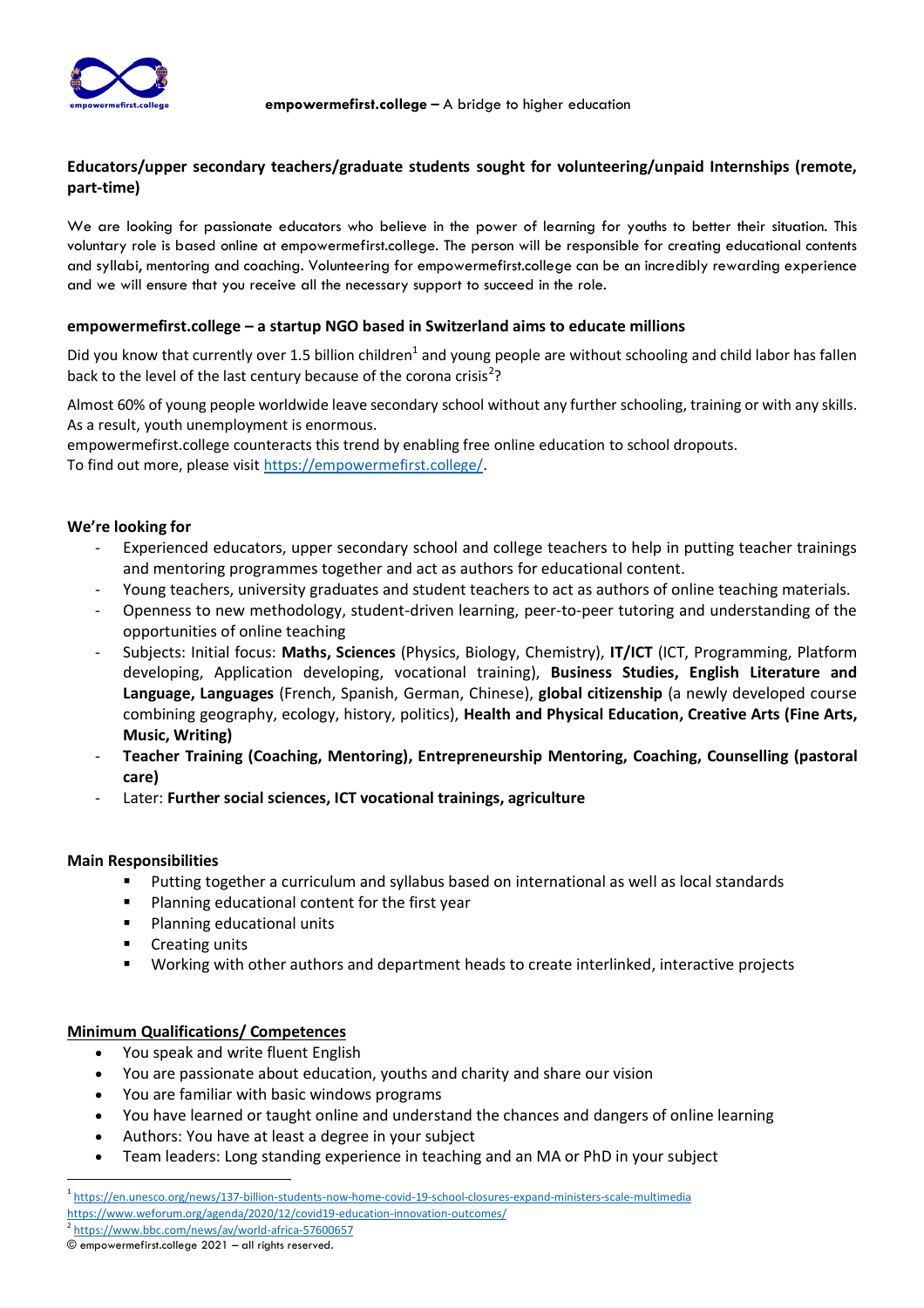**empowermefirst.college –** A bridge to higher education

## Educators/upper secondary teachers/graduate students sought for volunteering/unpaid Internships (remote, part-time)

We are looking for passionate educators who believe in the power of learning for youths to better their situation. This voluntary role is based online at empowermefirst.college. The person will be responsible for creating educational contents and syllabi, mentoring and coaching. Volunteering for empowermefirst.college can be an incredibly rewarding experience and we will ensure that you receive all the necessary support to succeed in the role.

### empowermefirst.college – a startup NGO based in Switzerland aims to educate millions

Did you know that currently over 1.5 billion children[1] and young people are without schooling and child labor has fallen back to the level of the last century because of the corona crisis[2]?

Almost 60% of young people worldwide leave secondary school without any further schooling, training or with any skills. As a result, youth unemployment is enormous.
empowermefirst.college counteracts this trend by enabling free online education to school dropouts.
To find out more, please visit https://empowermefirst.college/.

### We're looking for

- Experienced educators, upper secondary school and college teachers to help in putting teacher trainings and mentoring programmes together and act as authors for educational content.
- Young teachers, university graduates and student teachers to act as authors of online teaching materials.
- Openness to new methodology, student-driven learning, peer-to-peer tutoring and understanding of the opportunities of online teaching
- Subjects: Initial focus: **Maths, Sciences** (Physics, Biology, Chemistry), **IT/ICT** (ICT, Programming, Platform developing, Application developing, vocational training), **Business Studies, English Literature and Language, Languages** (French, Spanish, German, Chinese), **global citizenship** (a newly developed course combining geography, ecology, history, politics), **Health and Physical Education, Creative Arts (Fine Arts, Music, Writing)**
- **Teacher Training (Coaching, Mentoring), Entrepreneurship Mentoring, Coaching, Counselling (pastoral care)**
- Later: **Further social sciences, ICT vocational trainings, agriculture**

### Main Responsibilities

- Putting together a curriculum and syllabus based on international as well as local standards
- Planning educational content for the first year
- Planning educational units
- Creating units
- Working with other authors and department heads to create interlinked, interactive projects

### Minimum Qualifications/ Competences

- You speak and write fluent English
- You are passionate about education, youths and charity and share our vision
- You are familiar with basic windows programs
- You have learned or taught online and understand the chances and dangers of online learning
- Authors: You have at least a degree in your subject
- Team leaders: Long standing experience in teaching and an MA or PhD in your subject

[1] https://en.unesco.org/news/137-billion-students-now-home-covid-19-school-closures-expand-ministers-scale-multimedia
https://www.weforum.org/agenda/2020/12/covid19-education-innovation-outcomes/
[2] https://www.bbc.com/news/av/world-africa-57600657

© empowermefirst.college 2021 – all rights reserved.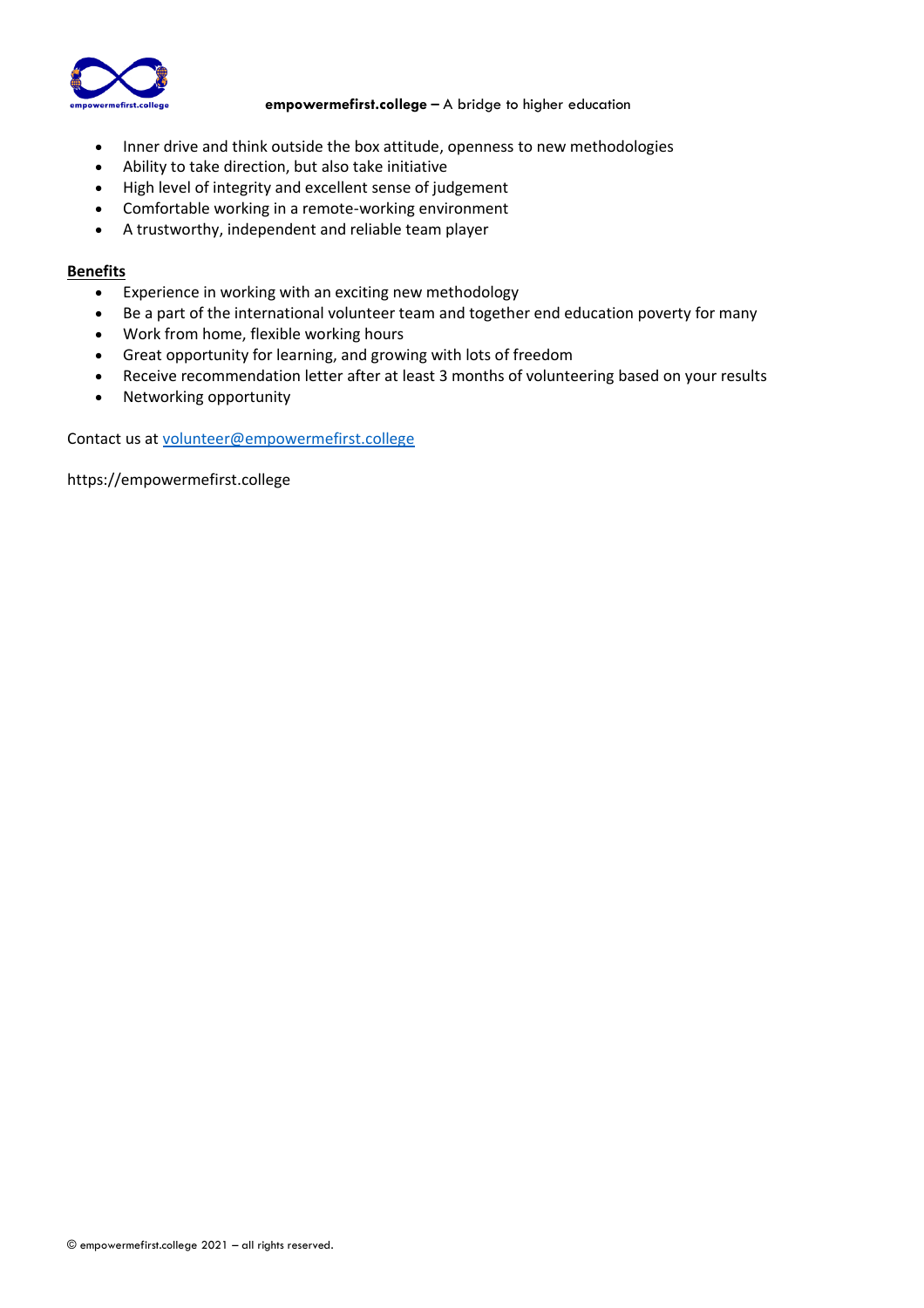- Inner drive and think outside the box attitude, openness to new methodologies
- Ability to take direction, but also take initiative
- High level of integrity and excellent sense of judgement
- Comfortable working in a remote-working environment
- A trustworthy, independent and reliable team player

**Benefits**

- Experience in working with an exciting new methodology
- Be a part of the international volunteer team and together end education poverty for many
- Work from home, flexible working hours
- Great opportunity for learning, and growing with lots of freedom
- Receive recommendation letter after at least 3 months of volunteering based on your results
- Networking opportunity

Contact us at volunteer@empowermefirst.college

https://empowermefirst.college